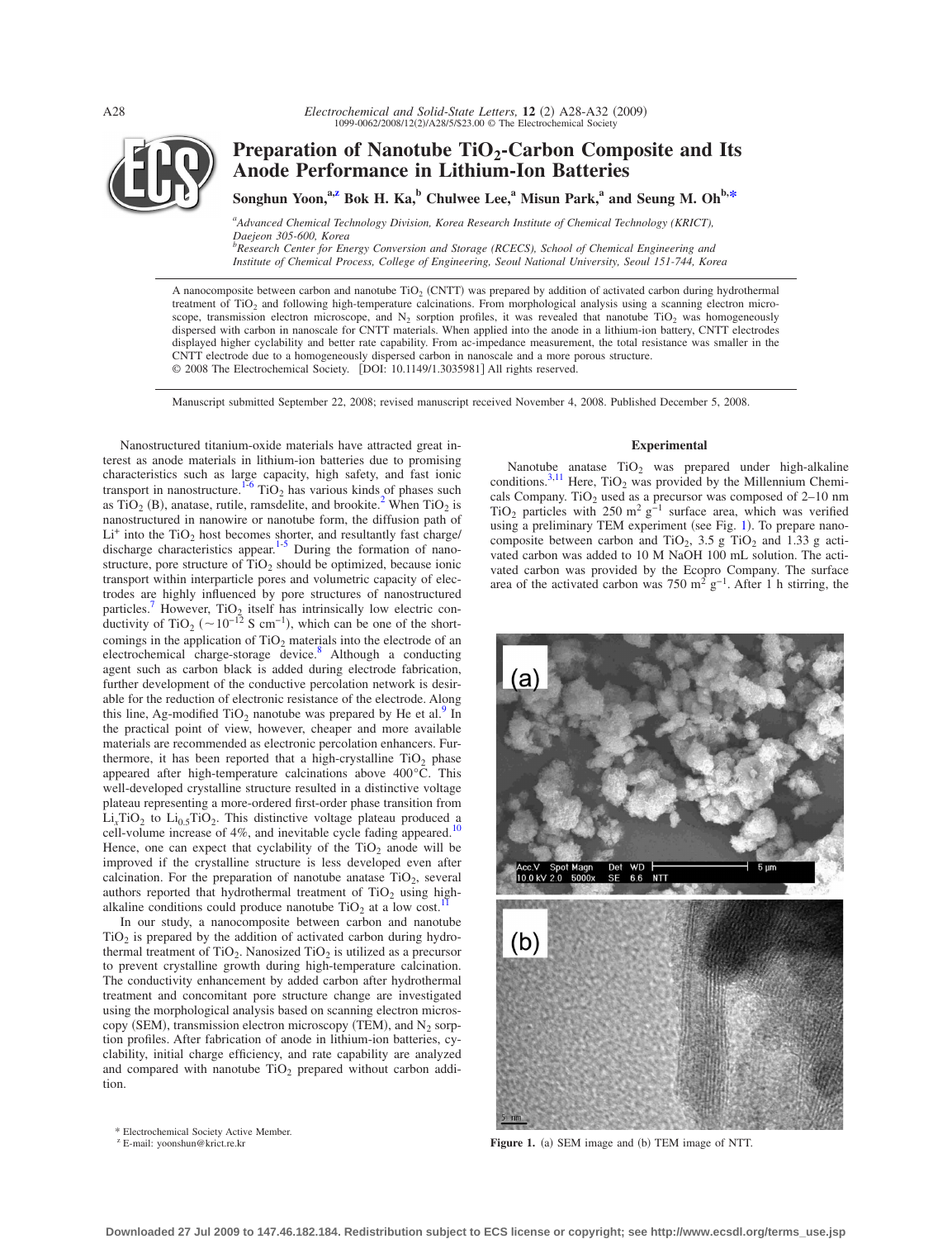# Preparation of Nanotube $TiO_2$-Carbon Composite and Its Anode Performance in Lithium-Ion Batteries

**Songhun Yoon,[a,z] Bok H. Ka,[b] Chulwee Lee,[a] Misun Park,[a] and Seung M. Oh[b,*]**

[a]*Advanced Chemical Technology Division, Korea Research Institute of Chemical Technology (KRICT), Daejeon 305-600, Korea*

[b]*Research Center for Energy Conversion and Storage (RCECS), School of Chemical Engineering and Institute of Chemical Process, College of Engineering, Seoul National University, Seoul 151-744, Korea*

A nanocomposite between carbon and nanotube $TiO_2$ (CNTT) was prepared by addition of activated carbon during hydrothermal treatment of $TiO_2$ and following high-temperature calcinations. From morphological analysis using a scanning electron microscope, transmission electron microscope, and $N_2$ sorption profiles, it was revealed that nanotube $TiO_2$ was homogeneously dispersed with carbon in nanoscale for CNTT materials. When applied into the anode in a lithium-ion battery, CNTT electrodes displayed higher cyclability and better rate capability. From ac-impedance measurement, the total resistance was smaller in the CNTT electrode due to a homogeneously dispersed carbon in nanoscale and a more porous structure.
© 2008 The Electrochemical Society. [DOI: 10.1149/1.3035981] All rights reserved.

Manuscript submitted September 22, 2008; revised manuscript received November 4, 2008. Published December 5, 2008.

Nanostructured titanium-oxide materials have attracted great interest as anode materials in lithium-ion batteries due to promising characteristics such as large capacity, high safety, and fast ionic transport in nanostructure.[1-6] $TiO_2$ has various kinds of phases such as $TiO_2$ (B), anatase, rutile, ramsdelite, and brookite.[2] When $TiO_2$ is nanostructured in nanowire or nanotube form, the diffusion path of $Li^+$ into the $TiO_2$ host becomes shorter, and resultantly fast charge/discharge characteristics appear.[1-5] During the formation of nanostructure, pore structure of $TiO_2$ should be optimized, because ionic transport within interparticle pores and volumetric capacity of electrodes are highly influenced by pore structures of nanostructured particles.[7] However, $TiO_2$ itself has intrinsically low electric conductivity of $TiO_2$ ($\sim 10^{-12}$ S $cm^{-1}$), which can be one of the shortcomings in the application of $TiO_2$ materials into the electrode of an electrochemical charge-storage device.[8] Although a conducting agent such as carbon black is added during electrode fabrication, further development of the conductive percolation network is desirable for the reduction of electronic resistance of the electrode. Along this line, Ag-modified $TiO_2$ nanotube was prepared by He et al.[9] In the practical point of view, however, cheaper and more available materials are recommended as electronic percolation enhancers. Furthermore, it has been reported that a high-crystalline $TiO_2$ phase appeared after high-temperature calcinations above 400°C. This well-developed crystalline structure resulted in a distinctive voltage plateau representing a more-ordered first-order phase transition from $Li_xTiO_2$ to $Li_{0.5}TiO_2$. This distinctive voltage plateau produced a cell-volume increase of 4%, and inevitable cycle fading appeared.[10] Hence, one can expect that cyclability of the $TiO_2$ anode will be improved if the crystalline structure is less developed even after calcination. For the preparation of nanotube anatase $TiO_2$, several authors reported that hydrothermal treatment of $TiO_2$ using high-alkaline conditions could produce nanotube $TiO_2$ at a low cost.[11]

In our study, a nanocomposite between carbon and nanotube $TiO_2$ is prepared by the addition of activated carbon during hydrothermal treatment of $TiO_2$. Nanosized $TiO_2$ is utilized as a precursor to prevent crystalline growth during high-temperature calcination. The conductivity enhancement by added carbon after hydrothermal treatment and concomitant pore structure change are investigated using the morphological analysis based on scanning electron microscopy (SEM), transmission electron microscopy (TEM), and $N_2$ sorption profiles. After fabrication of anode in lithium-ion batteries, cyclability, initial charge efficiency, and rate capability are analyzed and compared with nanotube $TiO_2$ prepared without carbon addition.

## Experimental

Nanotube anatase $TiO_2$ was prepared under high-alkaline conditions.[3,11] Here, $TiO_2$ was provided by the Millennium Chemicals Company. $TiO_2$ used as a precursor was composed of 2–10 nm $TiO_2$ particles with 250 $m^2$ $g^{-1}$ surface area, which was verified using a preliminary TEM experiment (see Fig. 1). To prepare nanocomposite between carbon and $TiO_2$, 3.5 g $TiO_2$ and 1.33 g activated carbon was added to 10 M NaOH 100 mL solution. The activated carbon was provided by the Ecopro Company. The surface area of the activated carbon was 750 $m^2$ $g^{-1}$. After 1 h stirring, the

Figure 1. (a) SEM image and (b) TEM image of NTT.

\* Electrochemical Society Active Member.
[z] E-mail: yoonshun@krict.re.kr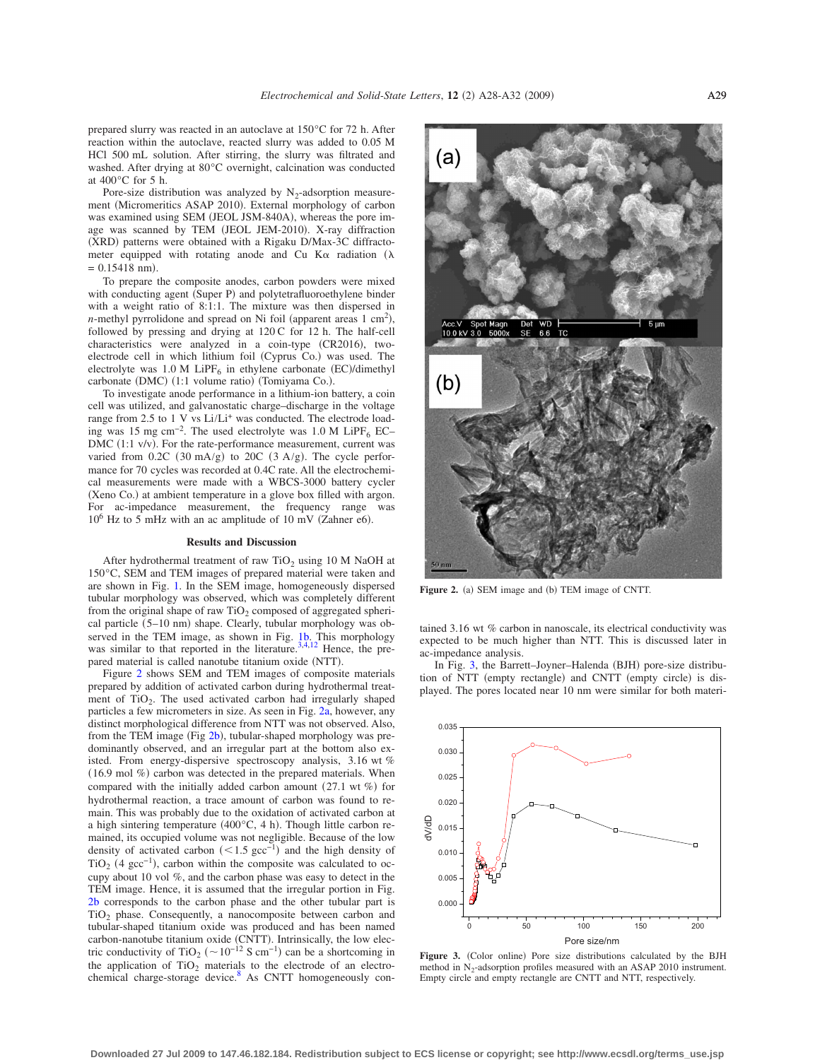prepared slurry was reacted in an autoclave at 150°C for 72 h. After reaction within the autoclave, reacted slurry was added to 0.05 M HCl 500 mL solution. After stirring, the slurry was filtrated and washed. After drying at 80°C overnight, calcination was conducted at 400°C for 5 h.

Pore-size distribution was analyzed by $N_2$-adsorption measurement (Micromeritics ASAP 2010). External morphology of carbon was examined using SEM (JEOL JSM-840A), whereas the pore image was scanned by TEM (JEOL JEM-2010). X-ray diffraction (XRD) patterns were obtained with a Rigaku D/Max-3C diffractometer equipped with rotating anode and Cu Kα radiation ($\lambda = 0.15418$ nm).

To prepare the composite anodes, carbon powders were mixed with conducting agent (Super P) and polytetrafluoroethylene binder with a weight ratio of 8:1:1. The mixture was then dispersed in *n*-methyl pyrrolidone and spread on Ni foil (apparent areas 1 $cm^2$), followed by pressing and drying at 120 C for 12 h. The half-cell characteristics were analyzed in a coin-type (CR2016), two-electrode cell in which lithium foil (Cyprus Co.) was used. The electrolyte was 1.0 M $LiPF_6$ in ethylene carbonate (EC)/dimethyl carbonate (DMC) (1:1 volume ratio) (Tomiyama Co.).

To investigate anode performance in a lithium-ion battery, a coin cell was utilized, and galvanostatic charge–discharge in the voltage range from 2.5 to 1 V vs $Li/Li^+$ was conducted. The electrode loading was 15 mg $cm^{-2}$. The used electrolyte was 1.0 M $LiPF_6$ EC–DMC (1:1 v/v). For the rate-performance measurement, current was varied from 0.2C (30 mA/g) to 20C (3 A/g). The cycle performance for 70 cycles was recorded at 0.4C rate. All the electrochemical measurements were made with a WBCS-3000 battery cycler (Xeno Co.) at ambient temperature in a glove box filled with argon. For ac-impedance measurement, the frequency range was $10^6$ Hz to 5 mHz with an ac amplitude of 10 mV (Zahner e6).

## Results and Discussion

After hydrothermal treatment of raw $TiO_2$ using 10 M NaOH at 150°C, SEM and TEM images of prepared material were taken and are shown in Fig. 1. In the SEM image, homogeneously dispersed tubular morphology was observed, which was completely different from the original shape of raw $TiO_2$ composed of aggregated spherical particle (5–10 nm) shape. Clearly, tubular morphology was observed in the TEM image, as shown in Fig. 1b. This morphology was similar to that reported in the literature.[3,4,12] Hence, the prepared material is called nanotube titanium oxide (NTT).

Figure 2 shows SEM and TEM images of composite materials prepared by addition of activated carbon during hydrothermal treatment of $TiO_2$. The used activated carbon had irregularly shaped particles a few micrometers in size. As seen in Fig. 2a, however, any distinct morphological difference from NTT was not observed. Also, from the TEM image (Fig 2b), tubular-shaped morphology was predominantly observed, and an irregular part at the bottom also existed. From energy-dispersive spectroscopy analysis, 3.16 wt % (16.9 mol %) carbon was detected in the prepared materials. When compared with the initially added carbon amount (27.1 wt %) for hydrothermal reaction, a trace amount of carbon was found to remain. This was probably due to the oxidation of activated carbon at a high sintering temperature (400°C, 4 h). Though little carbon remained, its occupied volume was not negligible. Because of the low density of activated carbon ($<1.5$ $gcc^{-1}$) and the high density of $TiO_2$ (4 $gcc^{-1}$), carbon within the composite was calculated to occupy about 10 vol %, and the carbon phase was easy to detect in the TEM image. Hence, it is assumed that the irregular portion in Fig. 2b corresponds to the carbon phase and the other tubular part is $TiO_2$ phase. Consequently, a nanocomposite between carbon and tubular-shaped titanium oxide was produced and has been named carbon-nanotube titanium oxide (CNTT). Intrinsically, the low electric conductivity of $TiO_2$ ($\sim 10^{-12}$ S $cm^{-1}$) can be a shortcoming in the application of $TiO_2$ materials to the electrode of an electrochemical charge-storage device.[8] As CNTT homogeneously contained 3.16 wt % carbon in nanoscale, its electrical conductivity was expected to be much higher than NTT. This is discussed later in ac-impedance analysis.

Figure 2. (a) SEM image and (b) TEM image of CNTT.

In Fig. 3, the Barrett–Joyner–Halenda (BJH) pore-size distribution of NTT (empty rectangle) and CNTT (empty circle) is displayed. The pores located near 10 nm were similar for both materi-

Figure 3. (Color online) Pore size distributions calculated by the BJH method in $N_2$-adsorption profiles measured with an ASAP 2010 instrument. Empty circle and empty rectangle are CNTT and NTT, respectively.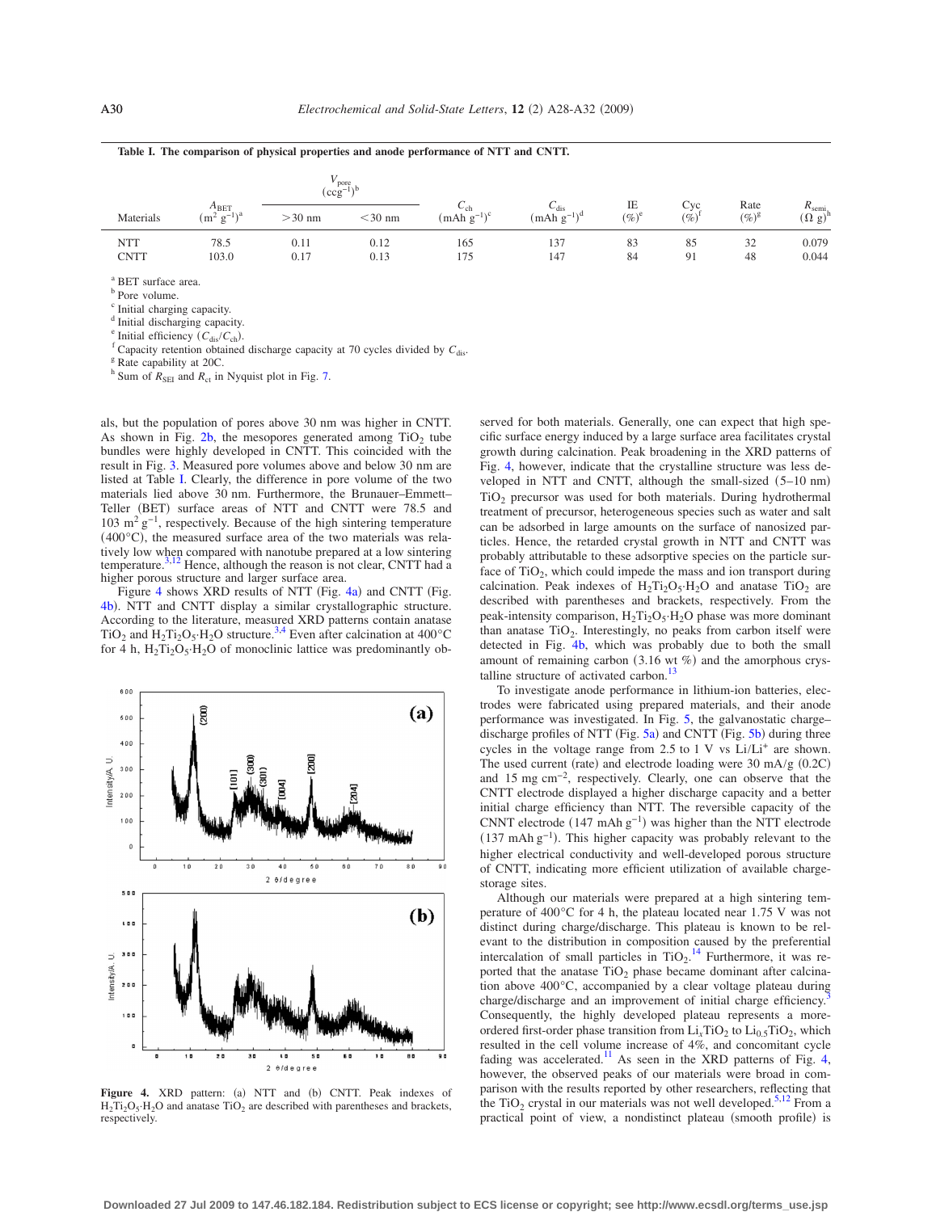**Table I. The comparison of physical properties and anode performance of NTT and CNTT.**

| Materials | $A_{BET}$ ($m^2 g^{-1}$)[a] | $V_{pore}$ ($ccg^{-1}$)[b] |  | $C_{ch}$ ($mAh g^{-1}$)[c] | $C_{dis}$ ($mAh g^{-1}$)[d] | IE (%)[e] | Cyc (%)[f] | Rate (%)[g] | $R_{semi}$ ($\Omega$ g)[h] |
|---|---|---|---|---|---|---|---|---|---|
|  |  | >30 nm | <30 nm |  |  |  |  |  |  |
| NTT | 78.5 | 0.11 | 0.12 | 165 | 137 | 83 | 85 | 32 | 0.079 |
| CNTT | 103.0 | 0.17 | 0.13 | 175 | 147 | 84 | 91 | 48 | 0.044 |

[a] BET surface area.
[b] Pore volume.
[c] Initial charging capacity.
[d] Initial discharging capacity.
[e] Initial efficiency ($C_{dis}/C_{ch}$).
[f] Capacity retention obtained discharge capacity at 70 cycles divided by $C_{dis}$.
[g] Rate capability at 20C.
[h] Sum of $R_{SEI}$ and $R_{ct}$ in Nyquist plot in Fig. 7.

als, but the population of pores above 30 nm was higher in CNTT. As shown in Fig. 2b, the mesopores generated among $TiO_2$ tube bundles were highly developed in CNTT. This coincided with the result in Fig. 3. Measured pore volumes above and below 30 nm are listed at Table I. Clearly, the difference in pore volume of the two materials lied above 30 nm. Furthermore, the Brunauer–Emmett–Teller (BET) surface areas of NTT and CNTT were 78.5 and 103 $m^2 g^{-1}$, respectively. Because of the high sintering temperature (400°C), the measured surface area of the two materials was relatively low when compared with nanotube prepared at a low sintering temperature.[3,12] Hence, although the reason is not clear, CNTT had a higher porous structure and larger surface area.

Figure 4 shows XRD results of NTT (Fig. 4a) and CNTT (Fig. 4b). NTT and CNTT display a similar crystallographic structure. According to the literature, measured XRD patterns contain anatase $TiO_2$ and $H_2Ti_2O_5 \cdot H_2O$ structure.[3,4] Even after calcination at 400°C for 4 h, $H_2Ti_2O_5 \cdot H_2O$ of monoclinic lattice was predominantly observed for both materials. Generally, one can expect that high specific surface energy induced by a large surface area facilitates crystal growth during calcination. Peak broadening in the XRD patterns of Fig. 4, however, indicate that the crystalline structure was less developed in NTT and CNTT, although the small-sized (5–10 nm) $TiO_2$ precursor was used for both materials. During hydrothermal treatment of precursor, heterogeneous species such as water and salt can be adsorbed in large amounts on the surface of nanosized particles. Hence, the retarded crystal growth in NTT and CNTT was probably attributable to these adsorptive species on the particle surface of $TiO_2$, which could impede the mass and ion transport during calcination. Peak indexes of $H_2Ti_2O_5 \cdot H_2O$ and anatase $TiO_2$ are described with parentheses and brackets, respectively. From the peak-intensity comparison, $H_2Ti_2O_5 \cdot H_2O$ phase was more dominant than anatase $TiO_2$. Interestingly, no peaks from carbon itself were detected in Fig. 4b, which was probably due to both the small amount of remaining carbon (3.16 wt %) and the amorphous crystalline structure of activated carbon.[13]

Figure 4. XRD pattern: (a) NTT and (b) CNTT. Peak indexes of $H_2Ti_2O_5 \cdot H_2O$ and anatase $TiO_2$ are described with parentheses and brackets, respectively.

To investigate anode performance in lithium-ion batteries, electrodes were fabricated using prepared materials, and their anode performance was investigated. In Fig. 5, the galvanostatic charge–discharge profiles of NTT (Fig. 5a) and CNTT (Fig. 5b) during three cycles in the voltage range from 2.5 to 1 V vs $Li/Li^+$ are shown. The used current (rate) and electrode loading were 30 mA/g (0.2C) and 15 mg $cm^{-2}$, respectively. Clearly, one can observe that the CNTT electrode displayed a higher discharge capacity and a better initial charge efficiency than NTT. The reversible capacity of the CNTT electrode (147 mAh $g^{-1}$) was higher than the NTT electrode (137 mAh $g^{-1}$). This higher capacity was probably relevant to the higher electrical conductivity and well-developed porous structure of CNTT, indicating more efficient utilization of available charge-storage sites.

Although our materials were prepared at a high sintering temperature of 400°C for 4 h, the plateau located near 1.75 V was not distinct during charge/discharge. This plateau is known to be relevant to the distribution in composition caused by the preferential intercalation of small particles in $TiO_2$.[14] Furthermore, it was reported that the anatase $TiO_2$ phase became dominant after calcination above 400°C, accompanied by a clear voltage plateau during charge/discharge and an improvement of initial charge efficiency.[3] Consequently, the highly developed plateau represents a more-ordered first-order phase transition from $Li_xTiO_2$ to $Li_{0.5}TiO_2$, which resulted in the cell volume increase of 4%, and concomitant cycle fading was accelerated.[11] As seen in the XRD patterns of Fig. 4, however, the observed peaks of our materials were broad in comparison with the results reported by other researchers, reflecting that the $TiO_2$ crystal in our materials was not well developed.[5,12] From a practical point of view, a nondistinct plateau (smooth profile) is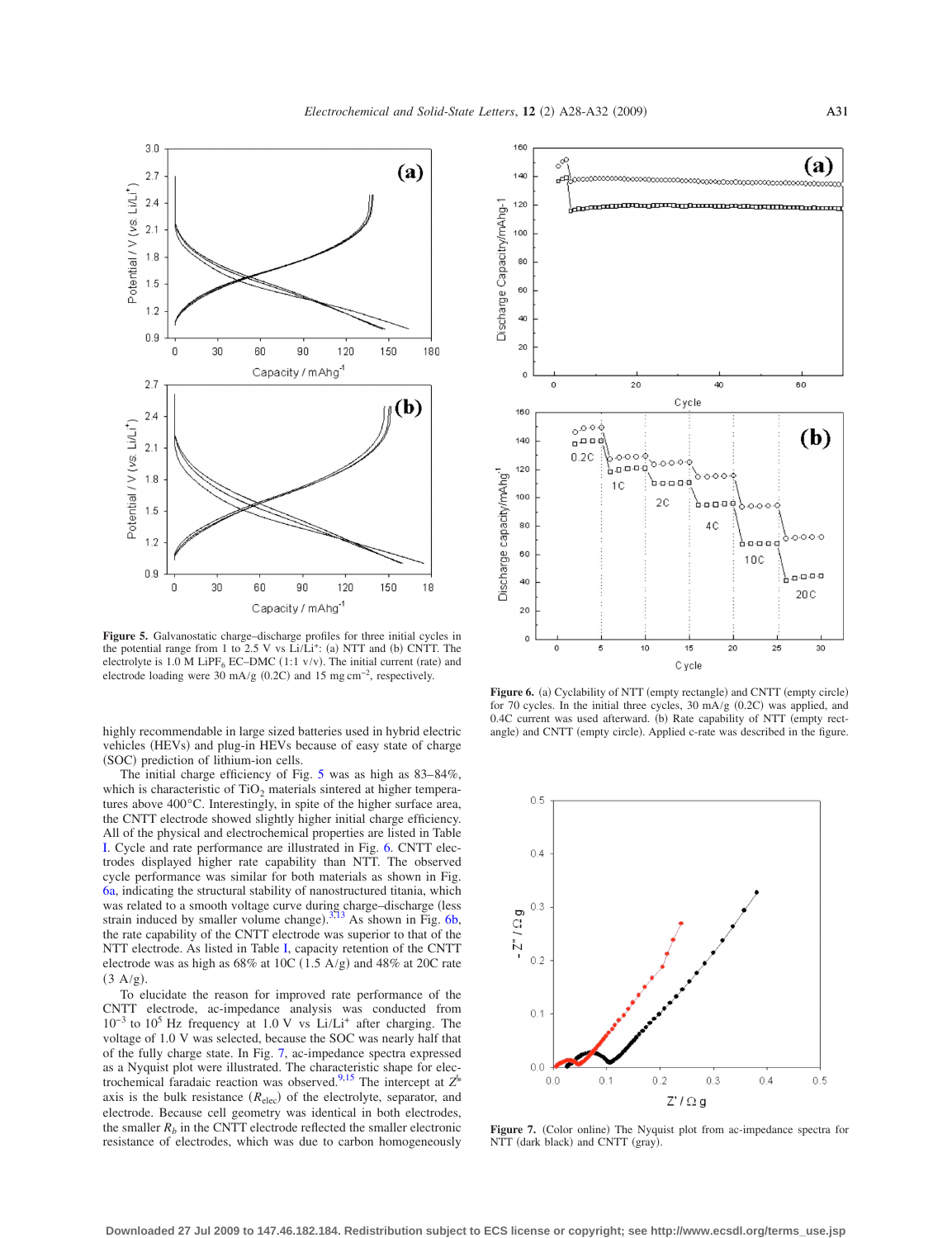Figure 5. Galvanostatic charge–discharge profiles for three initial cycles in the potential range from 1 to 2.5 V vs $Li/Li^+$: (a) NTT and (b) CNTT. The electrolyte is 1.0 M $LiPF_6$ EC–DMC (1:1 v/v). The initial current (rate) and electrode loading were 30 mA/g (0.2C) and 15 mg $cm^{-2}$, respectively.

Figure 6. (a) Cyclability of NTT (empty rectangle) and CNTT (empty circle) for 70 cycles. In the initial three cycles, 30 mA/g (0.2C) was applied, and 0.4C current was used afterward. (b) Rate capability of NTT (empty rectangle) and CNTT (empty circle). Applied c-rate was described in the figure.

highly recommendable in large sized batteries used in hybrid electric vehicles (HEVs) and plug-in HEVs because of easy state of charge (SOC) prediction of lithium-ion cells.

The initial charge efficiency of Fig. 5 was as high as 83–84%, which is characteristic of $TiO_2$ materials sintered at higher temperatures above 400°C. Interestingly, in spite of the higher surface area, the CNTT electrode showed slightly higher initial charge efficiency. All of the physical and electrochemical properties are listed in Table I. Cycle and rate performance are illustrated in Fig. 6. CNTT electrodes displayed higher rate capability than NTT. The observed cycle performance was similar for both materials as shown in Fig. 6a, indicating the structural stability of nanostructured titania, which was related to a smooth voltage curve during charge–discharge (less strain induced by smaller volume change).[3,13] As shown in Fig. 6b, the rate capability of the CNTT electrode was superior to that of the NTT electrode. As listed in Table I, capacity retention of the CNTT electrode was as high as 68% at 10C (1.5 A/g) and 48% at 20C rate (3 A/g).

To elucidate the reason for improved rate performance of the CNTT electrode, ac-impedance analysis was conducted from $10^{-3}$ to $10^{5}$ Hz frequency at 1.0 V vs $Li/Li^+$ after charging. The voltage of 1.0 V was selected, because the SOC was nearly half that of the fully charge state. In Fig. 7, ac-impedance spectra expressed as a Nyquist plot were illustrated. The characteristic shape for electrochemical faradaic reaction was observed.[9,15] The intercept at $Z'$ axis is the bulk resistance ($R_{elec}$) of the electrolyte, separator, and electrode. Because cell geometry was identical in both electrodes, the smaller $R_b$ in the CNTT electrode reflected the smaller electronic resistance of electrodes, which was due to carbon homogeneously

Figure 7. (Color online) The Nyquist plot from ac-impedance spectra for NTT (dark black) and CNTT (gray).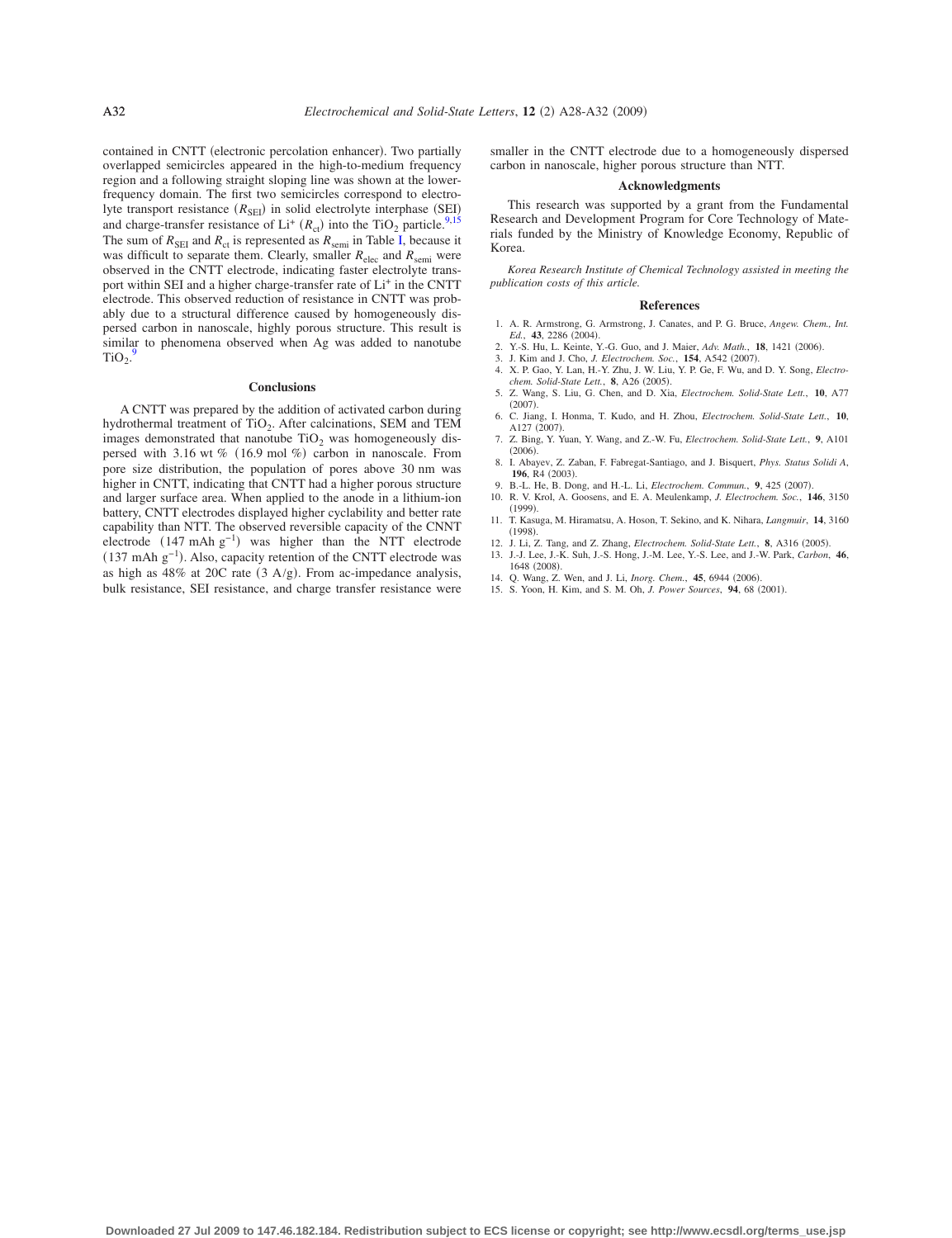contained in CNTT (electronic percolation enhancer). Two partially overlapped semicircles appeared in the high-to-medium frequency region and a following straight sloping line was shown at the lower-frequency domain. The first two semicircles correspond to electrolyte transport resistance ($R_{SEI}$) in solid electrolyte interphase (SEI) and charge-transfer resistance of $Li^+$ ($R_{ct}$) into the $TiO_2$ particle.[9,15] The sum of $R_{SEI}$ and $R_{ct}$ is represented as $R_{semi}$ in Table I, because it was difficult to separate them. Clearly, smaller $R_{elec}$ and $R_{semi}$ were observed in the CNTT electrode, indicating faster electrolyte transport within SEI and a higher charge-transfer rate of $Li^+$ in the CNTT electrode. This observed reduction of resistance in CNTT was probably due to a structural difference caused by homogeneously dispersed carbon in nanoscale, highly porous structure. This result is similar to phenomena observed when Ag was added to nanotube $TiO_2$.[9]

## Conclusions

A CNTT was prepared by the addition of activated carbon during hydrothermal treatment of $TiO_2$. After calcinations, SEM and TEM images demonstrated that nanotube $TiO_2$ was homogeneously dispersed with 3.16 wt % (16.9 mol %) carbon in nanoscale. From pore size distribution, the population of pores above 30 nm was higher in CNTT, indicating that CNTT had a higher porous structure and larger surface area. When applied to the anode in a lithium-ion battery, CNTT electrodes displayed higher cyclability and better rate capability than NTT. The observed reversible capacity of the CNNT electrode (147 mAh $g^{-1}$) was higher than the NTT electrode (137 mAh $g^{-1}$). Also, capacity retention of the CNTT electrode was as high as 48% at 20C rate (3 A/g). From ac-impedance analysis, bulk resistance, SEI resistance, and charge transfer resistance were smaller in the CNTT electrode due to a homogeneously dispersed carbon in nanoscale, higher porous structure than NTT.

## Acknowledgments

This research was supported by a grant from the Fundamental Research and Development Program for Core Technology of Materials funded by the Ministry of Knowledge Economy, Republic of Korea.

*Korea Research Institute of Chemical Technology assisted in meeting the publication costs of this article.*

## References

1. A. R. Armstrong, G. Armstrong, J. Canates, and P. G. Bruce, *Angew. Chem., Int. Ed.*, **43**, 2286 (2004).
2. Y.-S. Hu, L. Keinte, Y.-G. Guo, and J. Maier, *Adv. Math.*, **18**, 1421 (2006).
3. J. Kim and J. Cho, *J. Electrochem. Soc.*, **154**, A542 (2007).
4. X. P. Gao, Y. Lan, H.-Y. Zhu, J. W. Liu, Y. P. Ge, F. Wu, and D. Y. Song, *Electrochem. Solid-State Lett.*, **8**, A26 (2005).
5. Z. Wang, S. Liu, G. Chen, and D. Xia, *Electrochem. Solid-State Lett.*, **10**, A77 (2007).
6. C. Jiang, I. Honma, T. Kudo, and H. Zhou, *Electrochem. Solid-State Lett.*, **10**, A127 (2007).
7. Z. Bing, Y. Yuan, Y. Wang, and Z.-W. Fu, *Electrochem. Solid-State Lett.*, **9**, A101 (2006).
8. I. Abayev, A. Zaban, F. Fabregat-Santiago, and J. Bisquert, *Phys. Status Solidi A*, **196**, R4 (2003).
9. B.-L. He, B. Dong, and H.-L. Li, *Electrochem. Commun.*, **9**, 425 (2007).
10. R. V. Krol, A. Goosens, and E. A. Meulenkamp, *J. Electrochem. Soc.*, **146**, 3150 (1999).
11. T. Kasuga, M. Hiramatsu, A. Hoson, T. Sekino, and K. Nihara, *Langmuir*, **14**, 3160 (1998).
12. J. Li, Z. Tang, and Z. Zhang, *Electrochem. Solid-State Lett.*, **8**, A316 (2005).
13. J.-J. Lee, J.-K. Suh, J.-S. Hong, J.-M. Lee, Y.-S. Lee, and J.-W. Park, *Carbon*, **46**, 1648 (2008).
14. Q. Wang, Z. Wen, and J. Li, *Inorg. Chem.*, **45**, 6944 (2006).
15. S. Yoon, H. Kim, and S. M. Oh, *J. Power Sources*, **94**, 68 (2001).